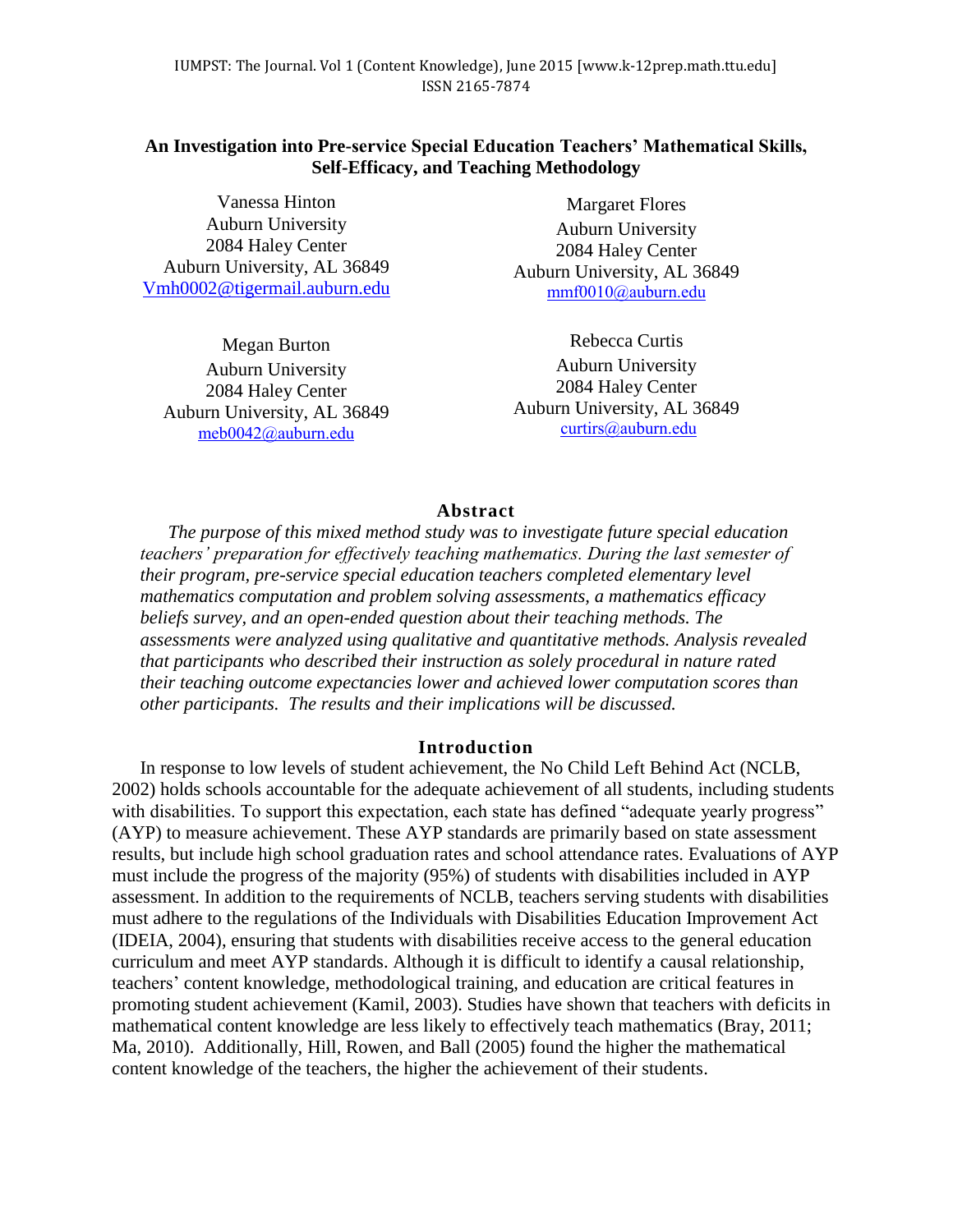# An Investigation into Pre-service Special Education Teachers' Mathematical Skills, Self-Efficacy, and Teaching Methodology

Vanessa Hinton
Auburn University
2084 Haley Center
Auburn University, AL 36849
Vmh0002@tigermail.auburn.edu

Margaret Flores
Auburn University
2084 Haley Center
Auburn University, AL 36849
mmf0010@auburn.edu

Megan Burton
Auburn University
2084 Haley Center
Auburn University, AL 36849
meb0042@auburn.edu

Rebecca Curtis
Auburn University
2084 Haley Center
Auburn University, AL 36849
curtirs@auburn.edu

## Abstract

*The purpose of this mixed method study was to investigate future special education teachers' preparation for effectively teaching mathematics. During the last semester of their program, pre-service special education teachers completed elementary level mathematics computation and problem solving assessments, a mathematics efficacy beliefs survey, and an open-ended question about their teaching methods. The assessments were analyzed using qualitative and quantitative methods. Analysis revealed that participants who described their instruction as solely procedural in nature rated their teaching outcome expectancies lower and achieved lower computation scores than other participants. The results and their implications will be discussed.*

## Introduction

In response to low levels of student achievement, the No Child Left Behind Act (NCLB, 2002) holds schools accountable for the adequate achievement of all students, including students with disabilities. To support this expectation, each state has defined "adequate yearly progress" (AYP) to measure achievement. These AYP standards are primarily based on state assessment results, but include high school graduation rates and school attendance rates. Evaluations of AYP must include the progress of the majority (95%) of students with disabilities included in AYP assessment. In addition to the requirements of NCLB, teachers serving students with disabilities must adhere to the regulations of the Individuals with Disabilities Education Improvement Act (IDEIA, 2004), ensuring that students with disabilities receive access to the general education curriculum and meet AYP standards. Although it is difficult to identify a causal relationship, teachers' content knowledge, methodological training, and education are critical features in promoting student achievement (Kamil, 2003). Studies have shown that teachers with deficits in mathematical content knowledge are less likely to effectively teach mathematics (Bray, 2011; Ma, 2010). Additionally, Hill, Rowen, and Ball (2005) found the higher the mathematical content knowledge of the teachers, the higher the achievement of their students.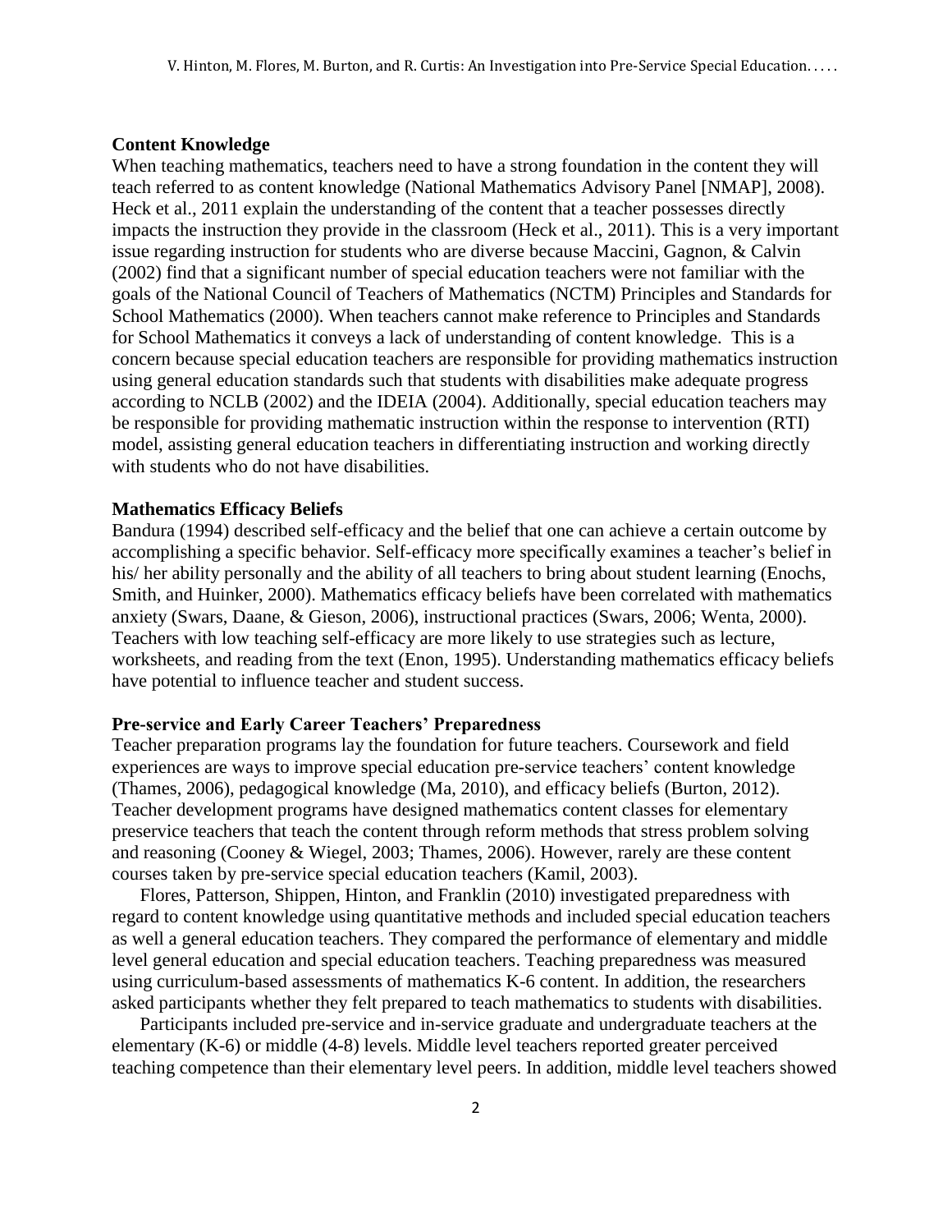### Content Knowledge

When teaching mathematics, teachers need to have a strong foundation in the content they will teach referred to as content knowledge (National Mathematics Advisory Panel [NMAP], 2008). Heck et al., 2011 explain the understanding of the content that a teacher possesses directly impacts the instruction they provide in the classroom (Heck et al., 2011). This is a very important issue regarding instruction for students who are diverse because Maccini, Gagnon, & Calvin (2002) find that a significant number of special education teachers were not familiar with the goals of the National Council of Teachers of Mathematics (NCTM) Principles and Standards for School Mathematics (2000). When teachers cannot make reference to Principles and Standards for School Mathematics it conveys a lack of understanding of content knowledge. This is a concern because special education teachers are responsible for providing mathematics instruction using general education standards such that students with disabilities make adequate progress according to NCLB (2002) and the IDEIA (2004). Additionally, special education teachers may be responsible for providing mathematic instruction within the response to intervention (RTI) model, assisting general education teachers in differentiating instruction and working directly with students who do not have disabilities.

### Mathematics Efficacy Beliefs

Bandura (1994) described self-efficacy and the belief that one can achieve a certain outcome by accomplishing a specific behavior. Self-efficacy more specifically examines a teacher's belief in his/ her ability personally and the ability of all teachers to bring about student learning (Enochs, Smith, and Huinker, 2000). Mathematics efficacy beliefs have been correlated with mathematics anxiety (Swars, Daane, & Gieson, 2006), instructional practices (Swars, 2006; Wenta, 2000). Teachers with low teaching self-efficacy are more likely to use strategies such as lecture, worksheets, and reading from the text (Enon, 1995). Understanding mathematics efficacy beliefs have potential to influence teacher and student success.

### Pre-service and Early Career Teachers' Preparedness

Teacher preparation programs lay the foundation for future teachers. Coursework and field experiences are ways to improve special education pre-service teachers' content knowledge (Thames, 2006), pedagogical knowledge (Ma, 2010), and efficacy beliefs (Burton, 2012). Teacher development programs have designed mathematics content classes for elementary preservice teachers that teach the content through reform methods that stress problem solving and reasoning (Cooney & Wiegel, 2003; Thames, 2006). However, rarely are these content courses taken by pre-service special education teachers (Kamil, 2003).

Flores, Patterson, Shippen, Hinton, and Franklin (2010) investigated preparedness with regard to content knowledge using quantitative methods and included special education teachers as well a general education teachers. They compared the performance of elementary and middle level general education and special education teachers. Teaching preparedness was measured using curriculum-based assessments of mathematics K-6 content. In addition, the researchers asked participants whether they felt prepared to teach mathematics to students with disabilities.

Participants included pre-service and in-service graduate and undergraduate teachers at the elementary (K-6) or middle (4-8) levels. Middle level teachers reported greater perceived teaching competence than their elementary level peers. In addition, middle level teachers showed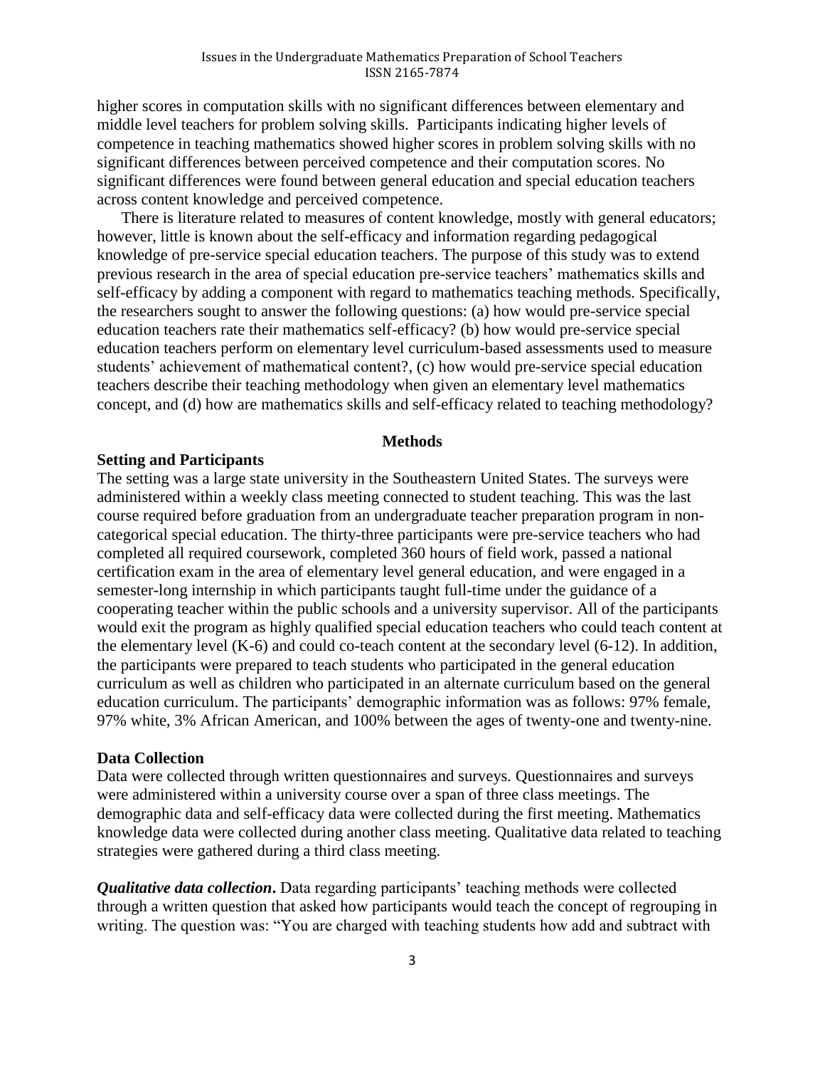higher scores in computation skills with no significant differences between elementary and middle level teachers for problem solving skills. Participants indicating higher levels of competence in teaching mathematics showed higher scores in problem solving skills with no significant differences between perceived competence and their computation scores. No significant differences were found between general education and special education teachers across content knowledge and perceived competence.

There is literature related to measures of content knowledge, mostly with general educators; however, little is known about the self-efficacy and information regarding pedagogical knowledge of pre-service special education teachers. The purpose of this study was to extend previous research in the area of special education pre-service teachers' mathematics skills and self-efficacy by adding a component with regard to mathematics teaching methods. Specifically, the researchers sought to answer the following questions: (a) how would pre-service special education teachers rate their mathematics self-efficacy? (b) how would pre-service special education teachers perform on elementary level curriculum-based assessments used to measure students' achievement of mathematical content?, (c) how would pre-service special education teachers describe their teaching methodology when given an elementary level mathematics concept, and (d) how are mathematics skills and self-efficacy related to teaching methodology?

## Methods

### Setting and Participants

The setting was a large state university in the Southeastern United States. The surveys were administered within a weekly class meeting connected to student teaching. This was the last course required before graduation from an undergraduate teacher preparation program in non-categorical special education. The thirty-three participants were pre-service teachers who had completed all required coursework, completed 360 hours of field work, passed a national certification exam in the area of elementary level general education, and were engaged in a semester-long internship in which participants taught full-time under the guidance of a cooperating teacher within the public schools and a university supervisor. All of the participants would exit the program as highly qualified special education teachers who could teach content at the elementary level (K-6) and could co-teach content at the secondary level (6-12). In addition, the participants were prepared to teach students who participated in the general education curriculum as well as children who participated in an alternate curriculum based on the general education curriculum. The participants' demographic information was as follows: 97% female, 97% white, 3% African American, and 100% between the ages of twenty-one and twenty-nine.

### Data Collection

Data were collected through written questionnaires and surveys. Questionnaires and surveys were administered within a university course over a span of three class meetings. The demographic data and self-efficacy data were collected during the first meeting. Mathematics knowledge data were collected during another class meeting. Qualitative data related to teaching strategies were gathered during a third class meeting.

***Qualitative data collection*.** Data regarding participants' teaching methods were collected through a written question that asked how participants would teach the concept of regrouping in writing. The question was: "You are charged with teaching students how add and subtract with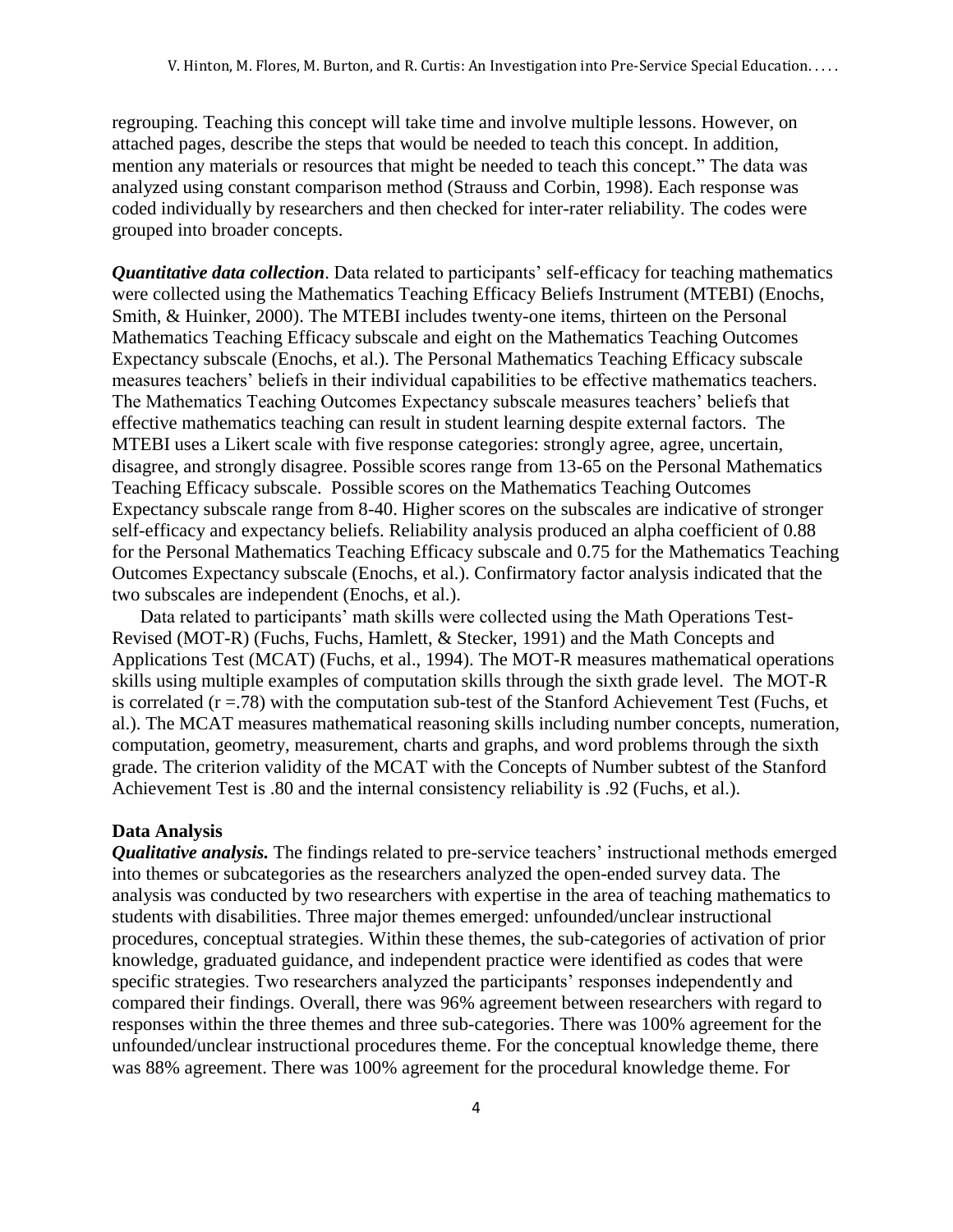regrouping. Teaching this concept will take time and involve multiple lessons. However, on attached pages, describe the steps that would be needed to teach this concept. In addition, mention any materials or resources that might be needed to teach this concept." The data was analyzed using constant comparison method (Strauss and Corbin, 1998). Each response was coded individually by researchers and then checked for inter-rater reliability. The codes were grouped into broader concepts.

***Quantitative data collection***. Data related to participants' self-efficacy for teaching mathematics were collected using the Mathematics Teaching Efficacy Beliefs Instrument (MTEBI) (Enochs, Smith, & Huinker, 2000). The MTEBI includes twenty-one items, thirteen on the Personal Mathematics Teaching Efficacy subscale and eight on the Mathematics Teaching Outcomes Expectancy subscale (Enochs, et al.). The Personal Mathematics Teaching Efficacy subscale measures teachers' beliefs in their individual capabilities to be effective mathematics teachers. The Mathematics Teaching Outcomes Expectancy subscale measures teachers' beliefs that effective mathematics teaching can result in student learning despite external factors. The MTEBI uses a Likert scale with five response categories: strongly agree, agree, uncertain, disagree, and strongly disagree. Possible scores range from 13-65 on the Personal Mathematics Teaching Efficacy subscale. Possible scores on the Mathematics Teaching Outcomes Expectancy subscale range from 8-40. Higher scores on the subscales are indicative of stronger self-efficacy and expectancy beliefs. Reliability analysis produced an alpha coefficient of 0.88 for the Personal Mathematics Teaching Efficacy subscale and 0.75 for the Mathematics Teaching Outcomes Expectancy subscale (Enochs, et al.). Confirmatory factor analysis indicated that the two subscales are independent (Enochs, et al.).

Data related to participants' math skills were collected using the Math Operations Test-Revised (MOT-R) (Fuchs, Fuchs, Hamlett, & Stecker, 1991) and the Math Concepts and Applications Test (MCAT) (Fuchs, et al., 1994). The MOT-R measures mathematical operations skills using multiple examples of computation skills through the sixth grade level. The MOT-R is correlated ($r = .78$) with the computation sub-test of the Stanford Achievement Test (Fuchs, et al.). The MCAT measures mathematical reasoning skills including number concepts, numeration, computation, geometry, measurement, charts and graphs, and word problems through the sixth grade. The criterion validity of the MCAT with the Concepts of Number subtest of the Stanford Achievement Test is .80 and the internal consistency reliability is .92 (Fuchs, et al.).

## Data Analysis

***Qualitative analysis.*** The findings related to pre-service teachers' instructional methods emerged into themes or subcategories as the researchers analyzed the open-ended survey data. The analysis was conducted by two researchers with expertise in the area of teaching mathematics to students with disabilities. Three major themes emerged: unfounded/unclear instructional procedures, conceptual strategies. Within these themes, the sub-categories of activation of prior knowledge, graduated guidance, and independent practice were identified as codes that were specific strategies. Two researchers analyzed the participants' responses independently and compared their findings. Overall, there was 96% agreement between researchers with regard to responses within the three themes and three sub-categories. There was 100% agreement for the unfounded/unclear instructional procedures theme. For the conceptual knowledge theme, there was 88% agreement. There was 100% agreement for the procedural knowledge theme. For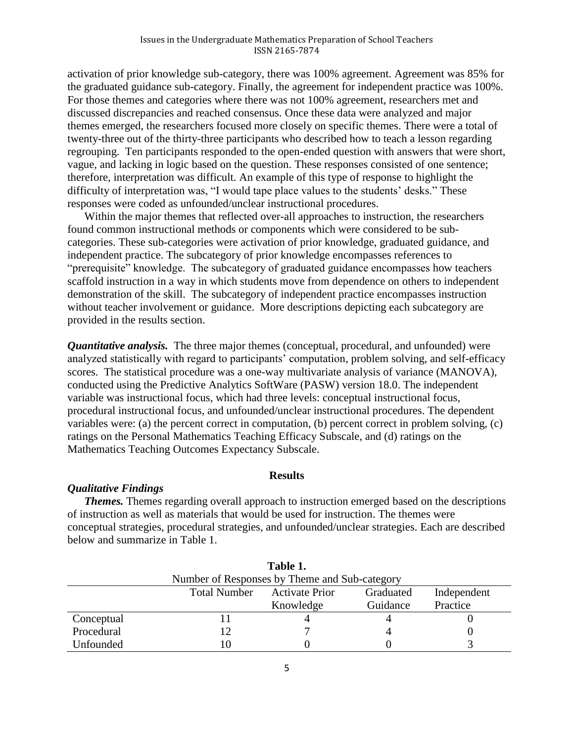activation of prior knowledge sub-category, there was 100% agreement. Agreement was 85% for the graduated guidance sub-category. Finally, the agreement for independent practice was 100%. For those themes and categories where there was not 100% agreement, researchers met and discussed discrepancies and reached consensus. Once these data were analyzed and major themes emerged, the researchers focused more closely on specific themes. There were a total of twenty-three out of the thirty-three participants who described how to teach a lesson regarding regrouping. Ten participants responded to the open-ended question with answers that were short, vague, and lacking in logic based on the question. These responses consisted of one sentence; therefore, interpretation was difficult. An example of this type of response to highlight the difficulty of interpretation was, "I would tape place values to the students' desks." These responses were coded as unfounded/unclear instructional procedures.

Within the major themes that reflected over-all approaches to instruction, the researchers found common instructional methods or components which were considered to be sub-categories. These sub-categories were activation of prior knowledge, graduated guidance, and independent practice. The subcategory of prior knowledge encompasses references to "prerequisite" knowledge. The subcategory of graduated guidance encompasses how teachers scaffold instruction in a way in which students move from dependence on others to independent demonstration of the skill. The subcategory of independent practice encompasses instruction without teacher involvement or guidance. More descriptions depicting each subcategory are provided in the results section.

***Quantitative analysis.*** The three major themes (conceptual, procedural, and unfounded) were analyzed statistically with regard to participants' computation, problem solving, and self-efficacy scores. The statistical procedure was a one-way multivariate analysis of variance (MANOVA), conducted using the Predictive Analytics SoftWare (PASW) version 18.0. The independent variable was instructional focus, which had three levels: conceptual instructional focus, procedural instructional focus, and unfounded/unclear instructional procedures. The dependent variables were: (a) the percent correct in computation, (b) percent correct in problem solving, (c) ratings on the Personal Mathematics Teaching Efficacy Subscale, and (d) ratings on the Mathematics Teaching Outcomes Expectancy Subscale.

## Results

### *Qualitative Findings*

***Themes.*** Themes regarding overall approach to instruction emerged based on the descriptions of instruction as well as materials that would be used for instruction. The themes were conceptual strategies, procedural strategies, and unfounded/unclear strategies. Each are described below and summarize in Table 1.

**Table 1.**
Number of Responses by Theme and Sub-category

| | Total Number | Activate Prior Knowledge | Graduated Guidance | Independent Practice |
|---|---|---|---|---|
| Conceptual | 11 | 4 | 4 | 0 |
| Procedural | 12 | 7 | 4 | 0 |
| Unfounded | 10 | 0 | 0 | 3 |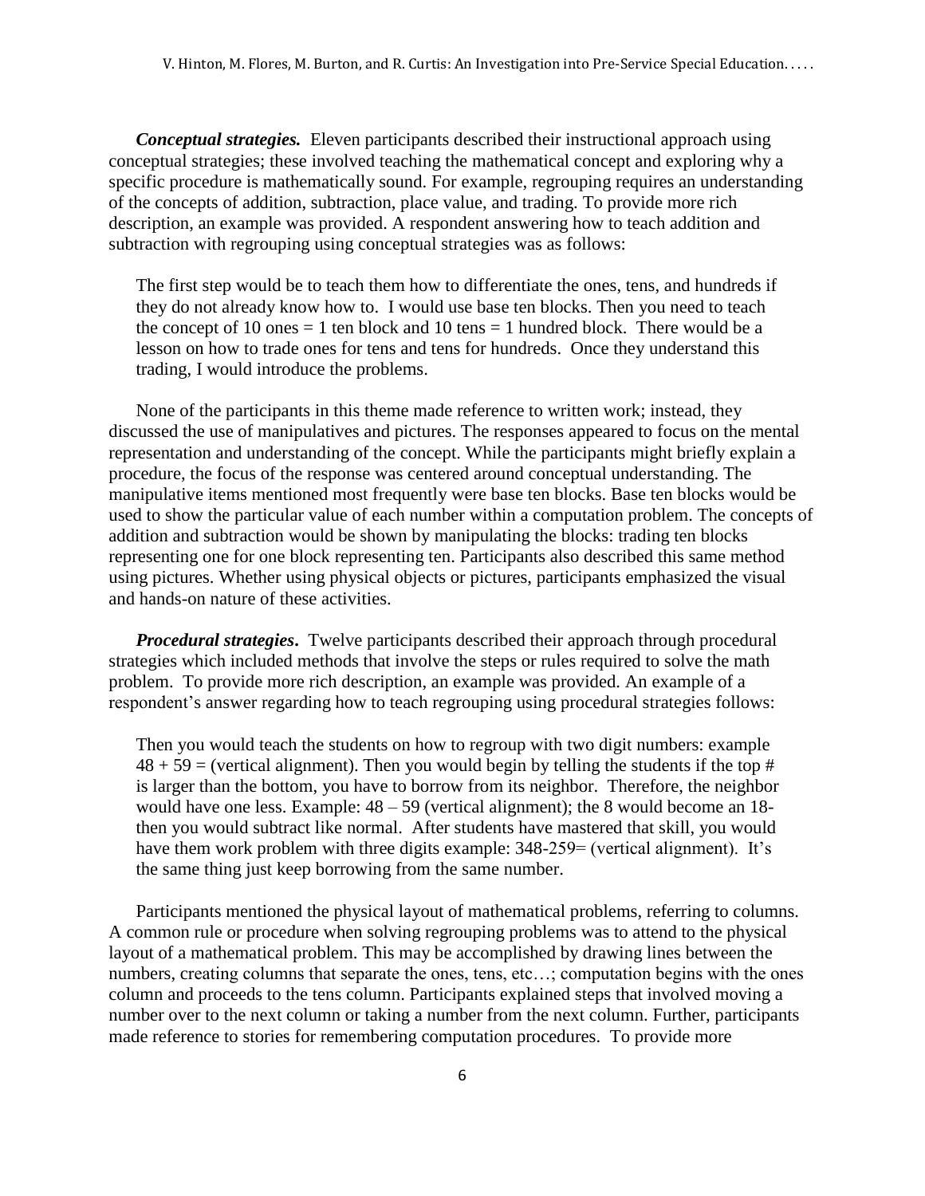***Conceptual strategies.*** Eleven participants described their instructional approach using conceptual strategies; these involved teaching the mathematical concept and exploring why a specific procedure is mathematically sound. For example, regrouping requires an understanding of the concepts of addition, subtraction, place value, and trading. To provide more rich description, an example was provided. A respondent answering how to teach addition and subtraction with regrouping using conceptual strategies was as follows:

> The first step would be to teach them how to differentiate the ones, tens, and hundreds if they do not already know how to. I would use base ten blocks. Then you need to teach the concept of 10 ones = 1 ten block and 10 tens = 1 hundred block. There would be a lesson on how to trade ones for tens and tens for hundreds. Once they understand this trading, I would introduce the problems.

None of the participants in this theme made reference to written work; instead, they discussed the use of manipulatives and pictures. The responses appeared to focus on the mental representation and understanding of the concept. While the participants might briefly explain a procedure, the focus of the response was centered around conceptual understanding. The manipulative items mentioned most frequently were base ten blocks. Base ten blocks would be used to show the particular value of each number within a computation problem. The concepts of addition and subtraction would be shown by manipulating the blocks: trading ten blocks representing one for one block representing ten. Participants also described this same method using pictures. Whether using physical objects or pictures, participants emphasized the visual and hands-on nature of these activities.

***Procedural strategies***. Twelve participants described their approach through procedural strategies which included methods that involve the steps or rules required to solve the math problem. To provide more rich description, an example was provided. An example of a respondent's answer regarding how to teach regrouping using procedural strategies follows:

> Then you would teach the students on how to regroup with two digit numbers: example 48 + 59 = (vertical alignment). Then you would begin by telling the students if the top # is larger than the bottom, you have to borrow from its neighbor. Therefore, the neighbor would have one less. Example: 48 – 59 (vertical alignment); the 8 would become an 18- then you would subtract like normal. After students have mastered that skill, you would have them work problem with three digits example: 348-259= (vertical alignment). It's the same thing just keep borrowing from the same number.

Participants mentioned the physical layout of mathematical problems, referring to columns. A common rule or procedure when solving regrouping problems was to attend to the physical layout of a mathematical problem. This may be accomplished by drawing lines between the numbers, creating columns that separate the ones, tens, etc…; computation begins with the ones column and proceeds to the tens column. Participants explained steps that involved moving a number over to the next column or taking a number from the next column. Further, participants made reference to stories for remembering computation procedures. To provide more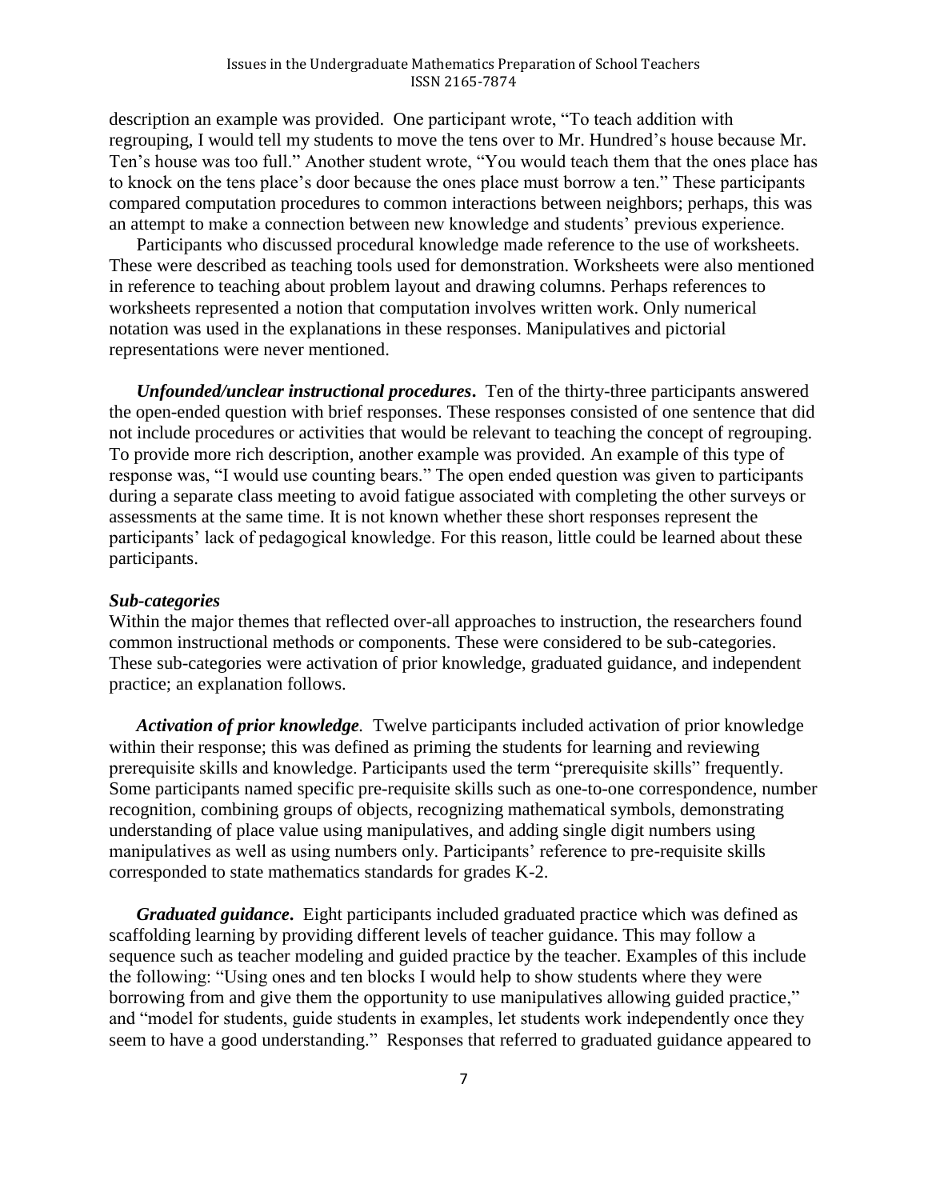description an example was provided. One participant wrote, "To teach addition with regrouping, I would tell my students to move the tens over to Mr. Hundred's house because Mr. Ten's house was too full." Another student wrote, "You would teach them that the ones place has to knock on the tens place's door because the ones place must borrow a ten." These participants compared computation procedures to common interactions between neighbors; perhaps, this was an attempt to make a connection between new knowledge and students' previous experience.

Participants who discussed procedural knowledge made reference to the use of worksheets. These were described as teaching tools used for demonstration. Worksheets were also mentioned in reference to teaching about problem layout and drawing columns. Perhaps references to worksheets represented a notion that computation involves written work. Only numerical notation was used in the explanations in these responses. Manipulatives and pictorial representations were never mentioned.

***Unfounded/unclear instructional procedures*.** Ten of the thirty-three participants answered the open-ended question with brief responses. These responses consisted of one sentence that did not include procedures or activities that would be relevant to teaching the concept of regrouping. To provide more rich description, another example was provided. An example of this type of response was, "I would use counting bears." The open ended question was given to participants during a separate class meeting to avoid fatigue associated with completing the other surveys or assessments at the same time. It is not known whether these short responses represent the participants' lack of pedagogical knowledge. For this reason, little could be learned about these participants.

### ***Sub-categories***

Within the major themes that reflected over-all approaches to instruction, the researchers found common instructional methods or components. These were considered to be sub-categories. These sub-categories were activation of prior knowledge, graduated guidance, and independent practice; an explanation follows.

***Activation of prior knowledge*.** Twelve participants included activation of prior knowledge within their response; this was defined as priming the students for learning and reviewing prerequisite skills and knowledge. Participants used the term "prerequisite skills" frequently. Some participants named specific pre-requisite skills such as one-to-one correspondence, number recognition, combining groups of objects, recognizing mathematical symbols, demonstrating understanding of place value using manipulatives, and adding single digit numbers using manipulatives as well as using numbers only. Participants' reference to pre-requisite skills corresponded to state mathematics standards for grades K-2.

***Graduated guidance*.** Eight participants included graduated practice which was defined as scaffolding learning by providing different levels of teacher guidance. This may follow a sequence such as teacher modeling and guided practice by the teacher. Examples of this include the following: "Using ones and ten blocks I would help to show students where they were borrowing from and give them the opportunity to use manipulatives allowing guided practice," and "model for students, guide students in examples, let students work independently once they seem to have a good understanding." Responses that referred to graduated guidance appeared to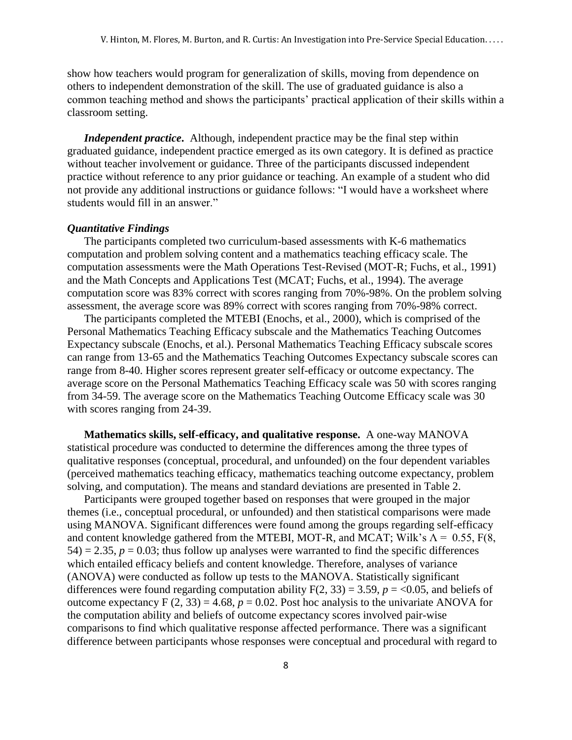show how teachers would program for generalization of skills, moving from dependence on others to independent demonstration of the skill. The use of graduated guidance is also a common teaching method and shows the participants' practical application of their skills within a classroom setting.

***Independent practice.*** Although, independent practice may be the final step within graduated guidance, independent practice emerged as its own category. It is defined as practice without teacher involvement or guidance. Three of the participants discussed independent practice without reference to any prior guidance or teaching. An example of a student who did not provide any additional instructions or guidance follows: "I would have a worksheet where students would fill in an answer."

### *Quantitative Findings*

The participants completed two curriculum-based assessments with K-6 mathematics computation and problem solving content and a mathematics teaching efficacy scale. The computation assessments were the Math Operations Test-Revised (MOT-R; Fuchs, et al., 1991) and the Math Concepts and Applications Test (MCAT; Fuchs, et al., 1994). The average computation score was 83% correct with scores ranging from 70%-98%. On the problem solving assessment, the average score was 89% correct with scores ranging from 70%-98% correct.

The participants completed the MTEBI (Enochs, et al., 2000), which is comprised of the Personal Mathematics Teaching Efficacy subscale and the Mathematics Teaching Outcomes Expectancy subscale (Enochs, et al.). Personal Mathematics Teaching Efficacy subscale scores can range from 13-65 and the Mathematics Teaching Outcomes Expectancy subscale scores can range from 8-40. Higher scores represent greater self-efficacy or outcome expectancy. The average score on the Personal Mathematics Teaching Efficacy scale was 50 with scores ranging from 34-59. The average score on the Mathematics Teaching Outcome Efficacy scale was 30 with scores ranging from 24-39.

**Mathematics skills, self-efficacy, and qualitative response.** A one-way MANOVA statistical procedure was conducted to determine the differences among the three types of qualitative responses (conceptual, procedural, and unfounded) on the four dependent variables (perceived mathematics teaching efficacy, mathematics teaching outcome expectancy, problem solving, and computation). The means and standard deviations are presented in Table 2.

Participants were grouped together based on responses that were grouped in the major themes (i.e., conceptual procedural, or unfounded) and then statistical comparisons were made using MANOVA. Significant differences were found among the groups regarding self-efficacy and content knowledge gathered from the MTEBI, MOT-R, and MCAT; Wilk's $\Lambda = 0.55$, $F(8, 54) = 2.35$, $p = 0.03$; thus follow up analyses were warranted to find the specific differences which entailed efficacy beliefs and content knowledge. Therefore, analyses of variance (ANOVA) were conducted as follow up tests to the MANOVA. Statistically significant differences were found regarding computation ability $F(2, 33) = 3.59$, $p = <0.05$, and beliefs of outcome expectancy $F\ (2, 33) = 4.68$, $p = 0.02$. Post hoc analysis to the univariate ANOVA for the computation ability and beliefs of outcome expectancy scores involved pair-wise comparisons to find which qualitative response affected performance. There was a significant difference between participants whose responses were conceptual and procedural with regard to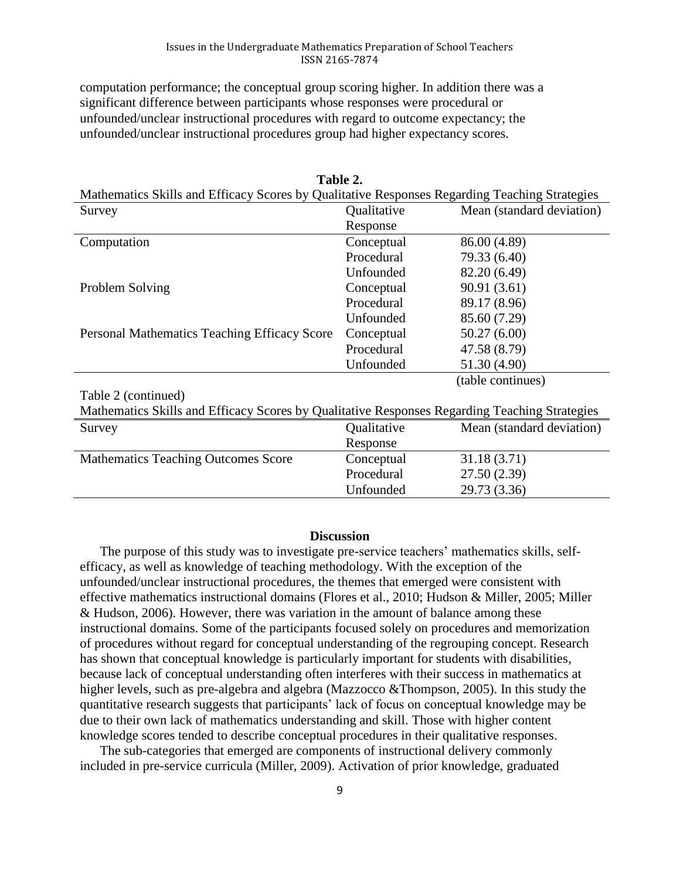computation performance; the conceptual group scoring higher. In addition there was a significant difference between participants whose responses were procedural or unfounded/unclear instructional procedures with regard to outcome expectancy; the unfounded/unclear instructional procedures group had higher expectancy scores.

**Table 2.**

Mathematics Skills and Efficacy Scores by Qualitative Responses Regarding Teaching Strategies

| Survey | Qualitative Response | Mean (standard deviation) |
|---|---|---|
| Computation | Conceptual | 86.00 (4.89) |
| | Procedural | 79.33 (6.40) |
| | Unfounded | 82.20 (6.49) |
| Problem Solving | Conceptual | 90.91 (3.61) |
| | Procedural | 89.17 (8.96) |
| | Unfounded | 85.60 (7.29) |
| Personal Mathematics Teaching Efficacy Score | Conceptual | 50.27 (6.00) |
| | Procedural | 47.58 (8.79) |
| | Unfounded | 51.30 (4.90) |
| Mathematics Teaching Outcomes Score | Conceptual | 31.18 (3.71) |
| | Procedural | 27.50 (2.39) |
| | Unfounded | 29.73 (3.36) |

## Discussion

The purpose of this study was to investigate pre-service teachers' mathematics skills, self-efficacy, as well as knowledge of teaching methodology. With the exception of the unfounded/unclear instructional procedures, the themes that emerged were consistent with effective mathematics instructional domains (Flores et al., 2010; Hudson & Miller, 2005; Miller & Hudson, 2006). However, there was variation in the amount of balance among these instructional domains. Some of the participants focused solely on procedures and memorization of procedures without regard for conceptual understanding of the regrouping concept. Research has shown that conceptual knowledge is particularly important for students with disabilities, because lack of conceptual understanding often interferes with their success in mathematics at higher levels, such as pre-algebra and algebra (Mazzocco &Thompson, 2005). In this study the quantitative research suggests that participants' lack of focus on conceptual knowledge may be due to their own lack of mathematics understanding and skill. Those with higher content knowledge scores tended to describe conceptual procedures in their qualitative responses.

The sub-categories that emerged are components of instructional delivery commonly included in pre-service curricula (Miller, 2009). Activation of prior knowledge, graduated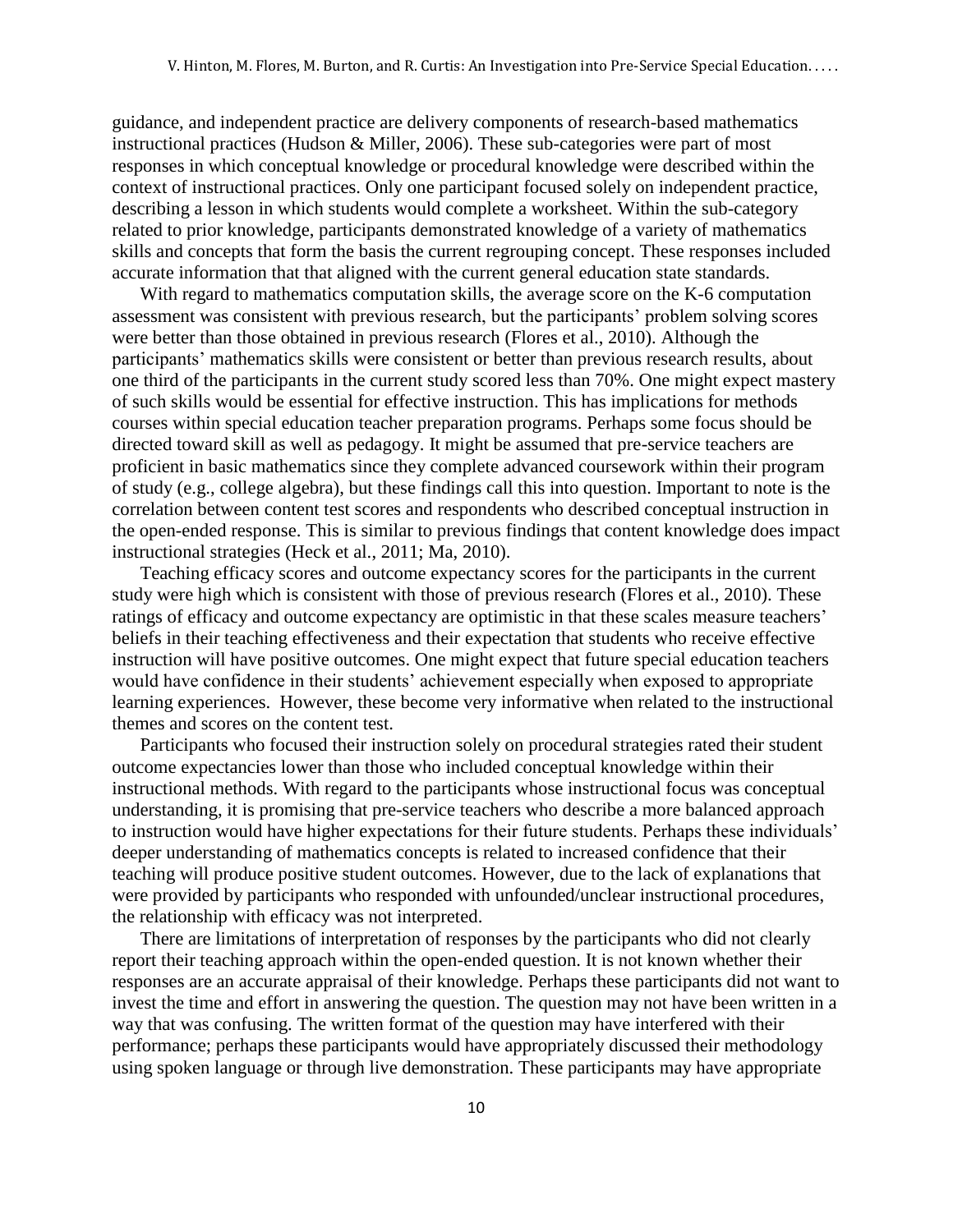guidance, and independent practice are delivery components of research-based mathematics instructional practices (Hudson & Miller, 2006). These sub-categories were part of most responses in which conceptual knowledge or procedural knowledge were described within the context of instructional practices. Only one participant focused solely on independent practice, describing a lesson in which students would complete a worksheet. Within the sub-category related to prior knowledge, participants demonstrated knowledge of a variety of mathematics skills and concepts that form the basis the current regrouping concept. These responses included accurate information that that aligned with the current general education state standards.

With regard to mathematics computation skills, the average score on the K-6 computation assessment was consistent with previous research, but the participants' problem solving scores were better than those obtained in previous research (Flores et al., 2010). Although the participants' mathematics skills were consistent or better than previous research results, about one third of the participants in the current study scored less than 70%. One might expect mastery of such skills would be essential for effective instruction. This has implications for methods courses within special education teacher preparation programs. Perhaps some focus should be directed toward skill as well as pedagogy. It might be assumed that pre-service teachers are proficient in basic mathematics since they complete advanced coursework within their program of study (e.g., college algebra), but these findings call this into question. Important to note is the correlation between content test scores and respondents who described conceptual instruction in the open-ended response. This is similar to previous findings that content knowledge does impact instructional strategies (Heck et al., 2011; Ma, 2010).

Teaching efficacy scores and outcome expectancy scores for the participants in the current study were high which is consistent with those of previous research (Flores et al., 2010). These ratings of efficacy and outcome expectancy are optimistic in that these scales measure teachers' beliefs in their teaching effectiveness and their expectation that students who receive effective instruction will have positive outcomes. One might expect that future special education teachers would have confidence in their students' achievement especially when exposed to appropriate learning experiences. However, these become very informative when related to the instructional themes and scores on the content test.

Participants who focused their instruction solely on procedural strategies rated their student outcome expectancies lower than those who included conceptual knowledge within their instructional methods. With regard to the participants whose instructional focus was conceptual understanding, it is promising that pre-service teachers who describe a more balanced approach to instruction would have higher expectations for their future students. Perhaps these individuals' deeper understanding of mathematics concepts is related to increased confidence that their teaching will produce positive student outcomes. However, due to the lack of explanations that were provided by participants who responded with unfounded/unclear instructional procedures, the relationship with efficacy was not interpreted.

There are limitations of interpretation of responses by the participants who did not clearly report their teaching approach within the open-ended question. It is not known whether their responses are an accurate appraisal of their knowledge. Perhaps these participants did not want to invest the time and effort in answering the question. The question may not have been written in a way that was confusing. The written format of the question may have interfered with their performance; perhaps these participants would have appropriately discussed their methodology using spoken language or through live demonstration. These participants may have appropriate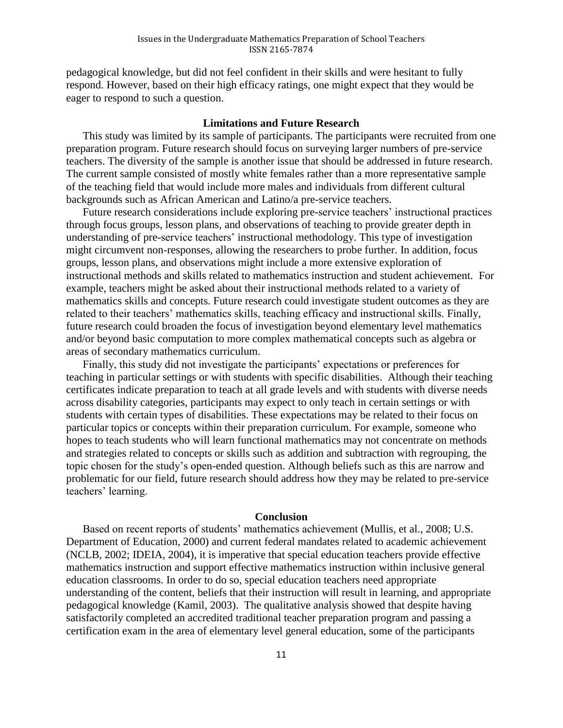pedagogical knowledge, but did not feel confident in their skills and were hesitant to fully respond. However, based on their high efficacy ratings, one might expect that they would be eager to respond to such a question.

## Limitations and Future Research

This study was limited by its sample of participants. The participants were recruited from one preparation program. Future research should focus on surveying larger numbers of pre-service teachers. The diversity of the sample is another issue that should be addressed in future research. The current sample consisted of mostly white females rather than a more representative sample of the teaching field that would include more males and individuals from different cultural backgrounds such as African American and Latino/a pre-service teachers.

Future research considerations include exploring pre-service teachers' instructional practices through focus groups, lesson plans, and observations of teaching to provide greater depth in understanding of pre-service teachers' instructional methodology. This type of investigation might circumvent non-responses, allowing the researchers to probe further. In addition, focus groups, lesson plans, and observations might include a more extensive exploration of instructional methods and skills related to mathematics instruction and student achievement. For example, teachers might be asked about their instructional methods related to a variety of mathematics skills and concepts. Future research could investigate student outcomes as they are related to their teachers' mathematics skills, teaching efficacy and instructional skills. Finally, future research could broaden the focus of investigation beyond elementary level mathematics and/or beyond basic computation to more complex mathematical concepts such as algebra or areas of secondary mathematics curriculum.

Finally, this study did not investigate the participants' expectations or preferences for teaching in particular settings or with students with specific disabilities. Although their teaching certificates indicate preparation to teach at all grade levels and with students with diverse needs across disability categories, participants may expect to only teach in certain settings or with students with certain types of disabilities. These expectations may be related to their focus on particular topics or concepts within their preparation curriculum. For example, someone who hopes to teach students who will learn functional mathematics may not concentrate on methods and strategies related to concepts or skills such as addition and subtraction with regrouping, the topic chosen for the study's open-ended question. Although beliefs such as this are narrow and problematic for our field, future research should address how they may be related to pre-service teachers' learning.

## Conclusion

Based on recent reports of students' mathematics achievement (Mullis, et al., 2008; U.S. Department of Education, 2000) and current federal mandates related to academic achievement (NCLB, 2002; IDEIA, 2004), it is imperative that special education teachers provide effective mathematics instruction and support effective mathematics instruction within inclusive general education classrooms. In order to do so, special education teachers need appropriate understanding of the content, beliefs that their instruction will result in learning, and appropriate pedagogical knowledge (Kamil, 2003). The qualitative analysis showed that despite having satisfactorily completed an accredited traditional teacher preparation program and passing a certification exam in the area of elementary level general education, some of the participants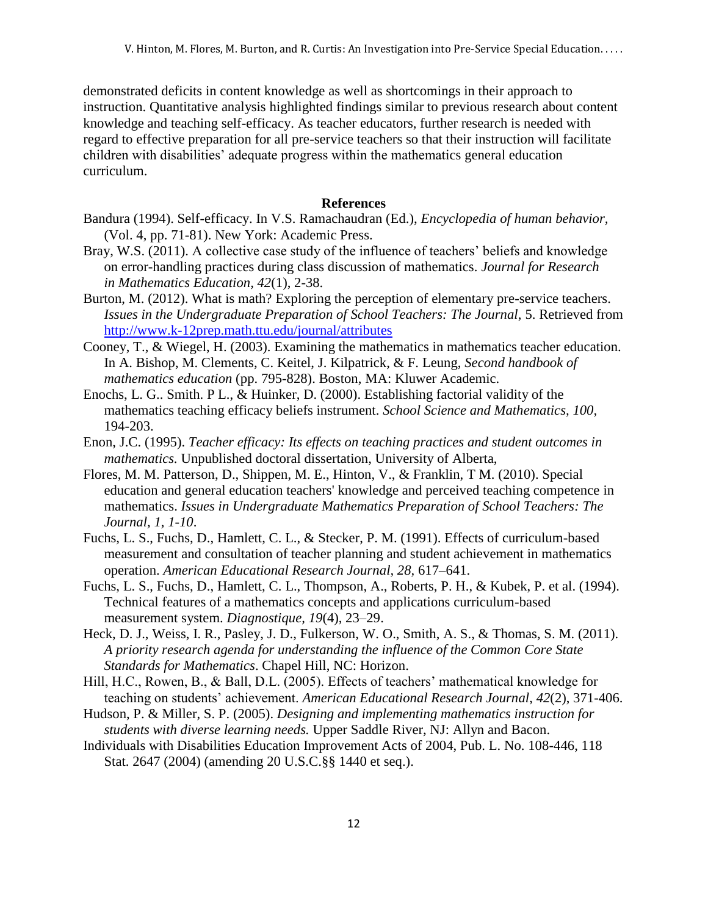demonstrated deficits in content knowledge as well as shortcomings in their approach to instruction. Quantitative analysis highlighted findings similar to previous research about content knowledge and teaching self-efficacy. As teacher educators, further research is needed with regard to effective preparation for all pre-service teachers so that their instruction will facilitate children with disabilities' adequate progress within the mathematics general education curriculum.

## References

Bandura (1994). Self-efficacy. In V.S. Ramachaudran (Ed.), *Encyclopedia of human behavior*, (Vol. 4, pp. 71-81). New York: Academic Press.

Bray, W.S. (2011). A collective case study of the influence of teachers' beliefs and knowledge on error-handling practices during class discussion of mathematics. *Journal for Research in Mathematics Education*, *42*(1), 2-38.

Burton, M. (2012). What is math? Exploring the perception of elementary pre-service teachers. *Issues in the Undergraduate Preparation of School Teachers: The Journal*, 5. Retrieved from http://www.k-12prep.math.ttu.edu/journal/attributes

Cooney, T., & Wiegel, H. (2003). Examining the mathematics in mathematics teacher education. In A. Bishop, M. Clements, C. Keitel, J. Kilpatrick, & F. Leung, *Second handbook of mathematics education* (pp. 795-828). Boston, MA: Kluwer Academic.

Enochs, L. G.. Smith. P L., & Huinker, D. (2000). Establishing factorial validity of the mathematics teaching efficacy beliefs instrument. *School Science and Mathematics*, *100*, 194-203.

Enon, J.C. (1995). *Teacher efficacy: Its effects on teaching practices and student outcomes in mathematics.* Unpublished doctoral dissertation, University of Alberta,

Flores, M. M. Patterson, D., Shippen, M. E., Hinton, V., & Franklin, T M. (2010). Special education and general education teachers' knowledge and perceived teaching competence in mathematics. *Issues in Undergraduate Mathematics Preparation of School Teachers: The Journal, 1, 1-10*.

Fuchs, L. S., Fuchs, D., Hamlett, C. L., & Stecker, P. M. (1991). Effects of curriculum-based measurement and consultation of teacher planning and student achievement in mathematics operation. *American Educational Research Journal, 28,* 617–641.

Fuchs, L. S., Fuchs, D., Hamlett, C. L., Thompson, A., Roberts, P. H., & Kubek, P. et al. (1994). Technical features of a mathematics concepts and applications curriculum-based measurement system. *Diagnostique, 19*(4), 23–29.

Heck, D. J., Weiss, I. R., Pasley, J. D., Fulkerson, W. O., Smith, A. S., & Thomas, S. M. (2011). *A priority research agenda for understanding the influence of the Common Core State Standards for Mathematics*. Chapel Hill, NC: Horizon.

Hill, H.C., Rowen, B., & Ball, D.L. (2005). Effects of teachers' mathematical knowledge for teaching on students' achievement. *American Educational Research Journal*, *42*(2), 371-406.

Hudson, P. & Miller, S. P. (2005). *Designing and implementing mathematics instruction for students with diverse learning needs.* Upper Saddle River, NJ: Allyn and Bacon.

Individuals with Disabilities Education Improvement Acts of 2004, Pub. L. No. 108-446, 118 Stat. 2647 (2004) (amending 20 U.S.C.§§ 1440 et seq.).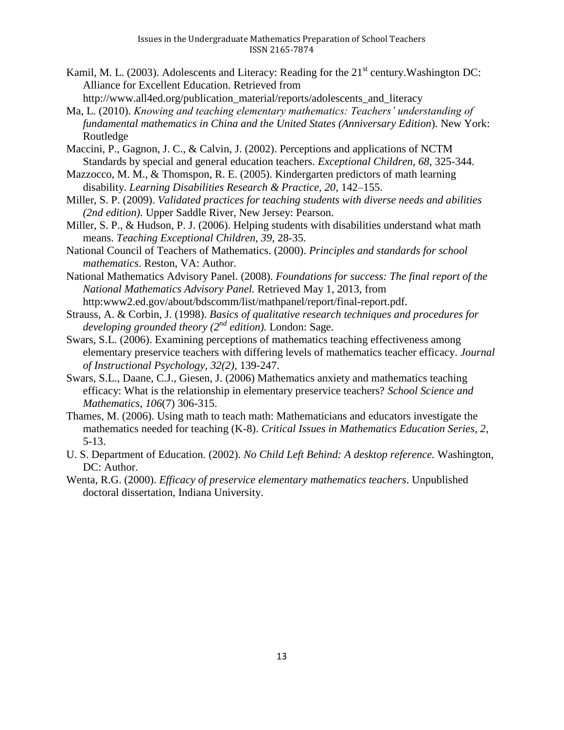Kamil, M. L. (2003). Adolescents and Literacy: Reading for the 21st century.Washington DC: Alliance for Excellent Education. Retrieved from http://www.all4ed.org/publication_material/reports/adolescents_and_literacy

Ma, L. (2010). *Knowing and teaching elementary mathematics: Teachers' understanding of fundamental mathematics in China and the United States (Anniversary Edition*). New York: Routledge

Maccini, P., Gagnon, J. C., & Calvin, J. (2002). Perceptions and applications of NCTM Standards by special and general education teachers. *Exceptional Children, 68*, 325-344.

Mazzocco, M. M., & Thomspon, R. E. (2005). Kindergarten predictors of math learning disability. *Learning Disabilities Research & Practice, 20*, 142–155.

Miller, S. P. (2009). *Validated practices for teaching students with diverse needs and abilities (2nd edition)*. Upper Saddle River, New Jersey: Pearson.

Miller, S. P., & Hudson, P. J. (2006). Helping students with disabilities understand what math means. *Teaching Exceptional Children, 39*, 28-35.

National Council of Teachers of Mathematics. (2000). *Principles and standards for school mathematics*. Reston, VA: Author.

National Mathematics Advisory Panel. (2008). *Foundations for success: The final report of the National Mathematics Advisory Panel.* Retrieved May 1, 2013, from http:www2.ed.gov/about/bdscomm/list/mathpanel/report/final-report.pdf.

Strauss, A. & Corbin, J. (1998). *Basics of qualitative research techniques and procedures for developing grounded theory (2nd edition).* London: Sage.

Swars, S.L. (2006). Examining perceptions of mathematics teaching effectiveness among elementary preservice teachers with differing levels of mathematics teacher efficacy. *Journal of Instructional Psychology, 32(2)*, 139-247.

Swars, S.L., Daane, C.J., Giesen, J. (2006) Mathematics anxiety and mathematics teaching efficacy: What is the relationship in elementary preservice teachers? *School Science and Mathematics*, *106*(7) 306-315.

Thames, M. (2006). Using math to teach math: Mathematicians and educators investigate the mathematics needed for teaching (K-8). *Critical Issues in Mathematics Education Series, 2*, 5-13.

U. S. Department of Education. (2002). *No Child Left Behind: A desktop reference.* Washington, DC: Author.

Wenta, R.G. (2000). *Efficacy of preservice elementary mathematics teachers*. Unpublished doctoral dissertation, Indiana University.